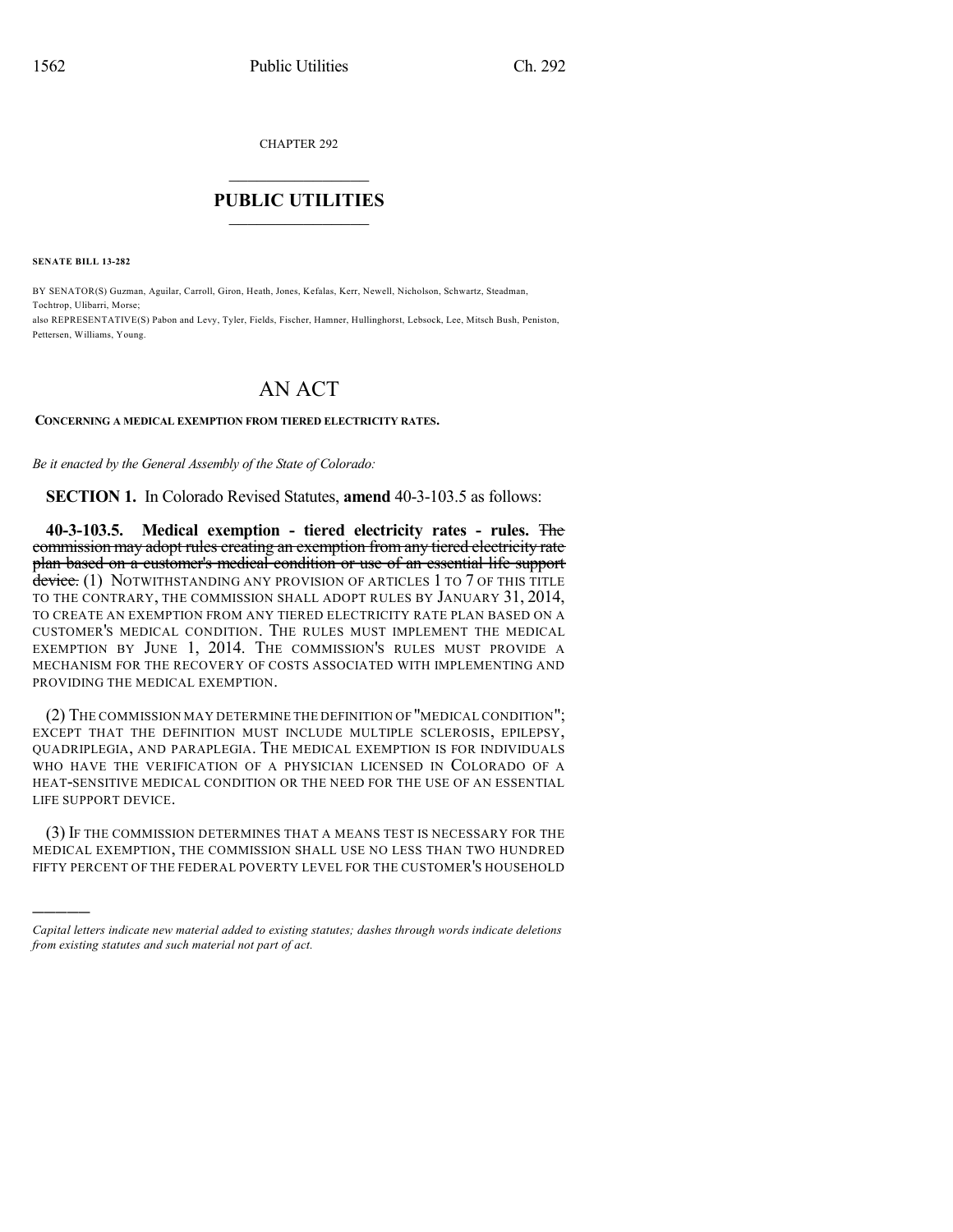CHAPTER 292

# PUBLIC UTILITIES

**SENATE BILL 13-282**

BY SENATOR(S) Guzman, Aguilar, Carroll, Giron, Heath, Jones, Kefalas, Kerr, Newell, Nicholson, Schwartz, Steadman, Tochtrop, Ulibarri, Morse;
also REPRESENTATIVE(S) Pabon and Levy, Tyler, Fields, Fischer, Hamner, Hullinghorst, Lebsock, Lee, Mitsch Bush, Peniston, Pettersen, Williams, Young.

# AN ACT

**CONCERNING A MEDICAL EXEMPTION FROM TIERED ELECTRICITY RATES.**

*Be it enacted by the General Assembly of the State of Colorado:*

**SECTION 1.** In Colorado Revised Statutes, **amend** 40-3-103.5 as follows:

**40-3-103.5. Medical exemption - tiered electricity rates - rules.** ~~The commission may adopt rules creating an exemption from any tiered electricity rate plan based on a customer's medical condition or use of an essential life support device.~~ (1) NOTWITHSTANDING ANY PROVISION OF ARTICLES 1 TO 7 OF THIS TITLE TO THE CONTRARY, THE COMMISSION SHALL ADOPT RULES BY JANUARY 31, 2014, TO CREATE AN EXEMPTION FROM ANY TIERED ELECTRICITY RATE PLAN BASED ON A CUSTOMER'S MEDICAL CONDITION. THE RULES MUST IMPLEMENT THE MEDICAL EXEMPTION BY JUNE 1, 2014. THE COMMISSION'S RULES MUST PROVIDE A MECHANISM FOR THE RECOVERY OF COSTS ASSOCIATED WITH IMPLEMENTING AND PROVIDING THE MEDICAL EXEMPTION.

(2) THE COMMISSION MAY DETERMINE THE DEFINITION OF "MEDICAL CONDITION"; EXCEPT THAT THE DEFINITION MUST INCLUDE MULTIPLE SCLEROSIS, EPILEPSY, QUADRIPLEGIA, AND PARAPLEGIA. THE MEDICAL EXEMPTION IS FOR INDIVIDUALS WHO HAVE THE VERIFICATION OF A PHYSICIAN LICENSED IN COLORADO OF A HEAT-SENSITIVE MEDICAL CONDITION OR THE NEED FOR THE USE OF AN ESSENTIAL LIFE SUPPORT DEVICE.

(3) IF THE COMMISSION DETERMINES THAT A MEANS TEST IS NECESSARY FOR THE MEDICAL EXEMPTION, THE COMMISSION SHALL USE NO LESS THAN TWO HUNDRED FIFTY PERCENT OF THE FEDERAL POVERTY LEVEL FOR THE CUSTOMER'S HOUSEHOLD

---

*Capital letters indicate new material added to existing statutes; dashes through words indicate deletions from existing statutes and such material not part of act.*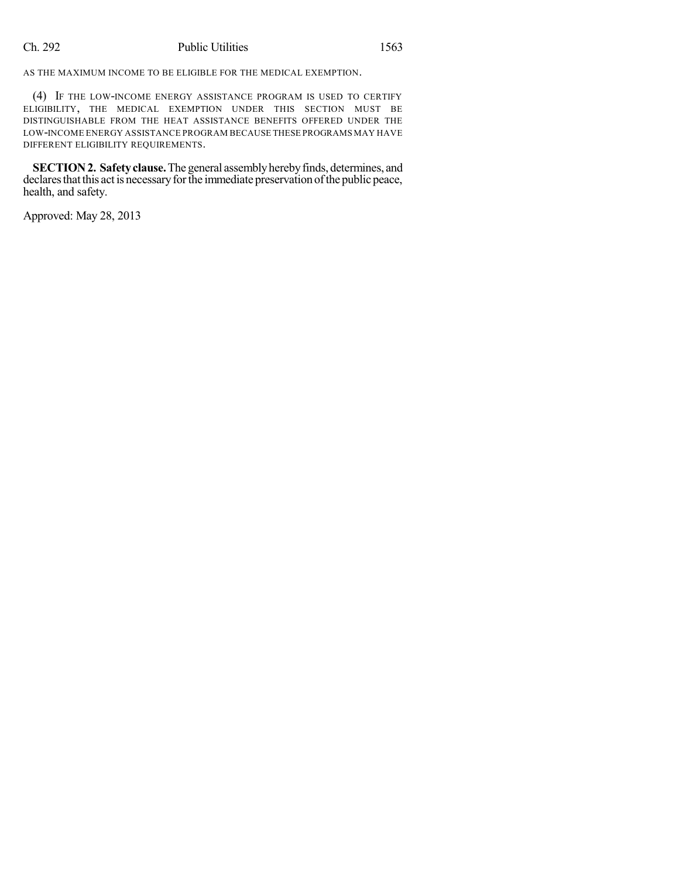AS THE MAXIMUM INCOME TO BE ELIGIBLE FOR THE MEDICAL EXEMPTION.

(4) IF THE LOW-INCOME ENERGY ASSISTANCE PROGRAM IS USED TO CERTIFY ELIGIBILITY, THE MEDICAL EXEMPTION UNDER THIS SECTION MUST BE DISTINGUISHABLE FROM THE HEAT ASSISTANCE BENEFITS OFFERED UNDER THE LOW-INCOME ENERGY ASSISTANCE PROGRAM BECAUSE THESE PROGRAMS MAY HAVE DIFFERENT ELIGIBILITY REQUIREMENTS.

**SECTION 2. Safety clause.** The general assembly hereby finds, determines, and declares that this act is necessary for the immediate preservation of the public peace, health, and safety.

Approved: May 28, 2013